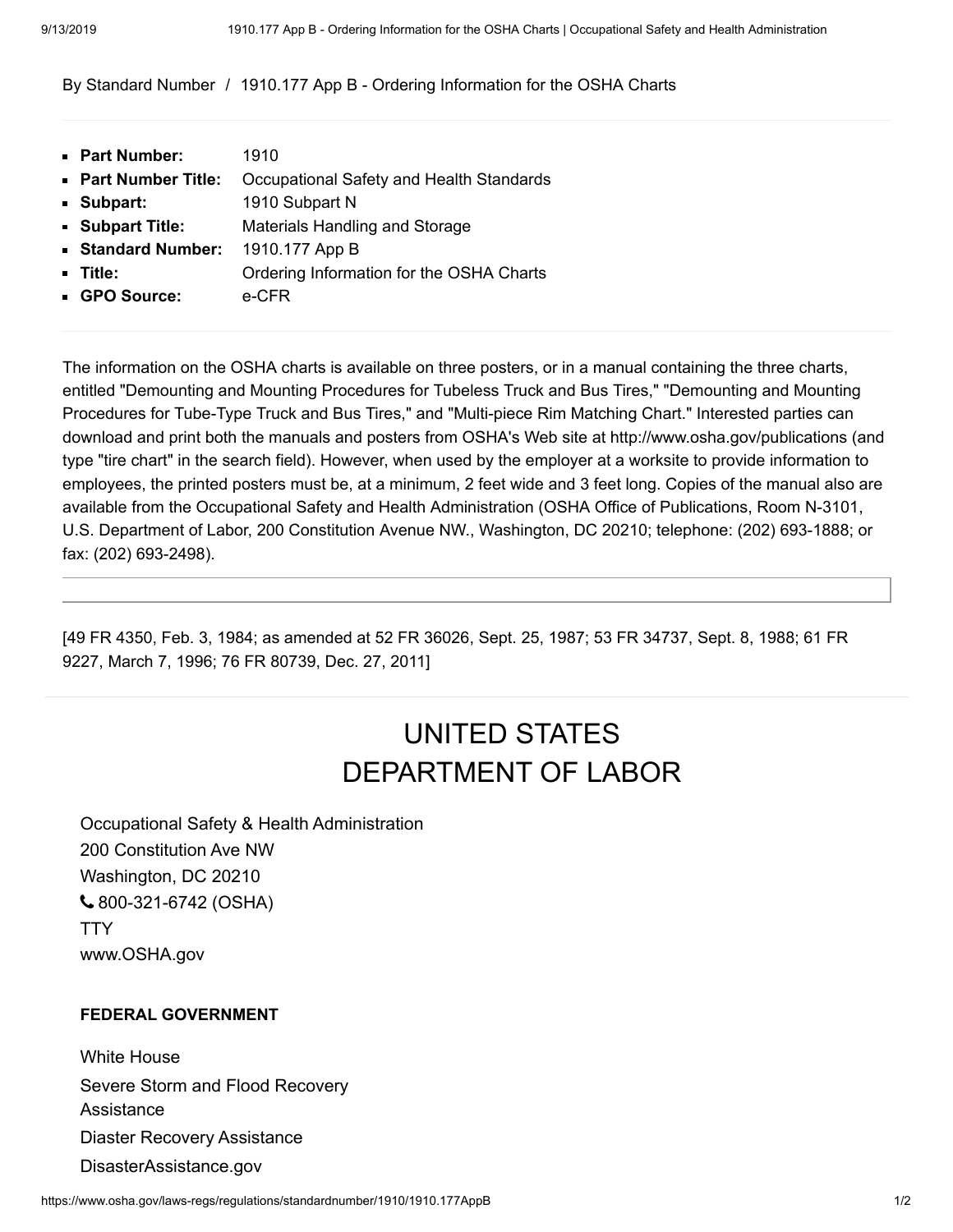By Standard Number / 1910.177 App B - Ordering Information for the OSHA Charts

- **Part Number:** 1910
- **Part Number Title:** Occupational Safety and Health Standards
- **Subpart:** 1910 Subpart N
- **Subpart Title:** Materials Handling and Storage
- **Standard Number:** 1910.177 App B
- **Title:** Ordering Information for the OSHA Charts
- **GPO Source:** e-CFR

The information on the OSHA charts is available on three posters, or in a manual containing the three charts, entitled "Demounting and Mounting Procedures for Tubeless Truck and Bus Tires," "Demounting and Mounting Procedures for Tube-Type Truck and Bus Tires," and "Multi-piece Rim Matching Chart." Interested parties can download and print both the manuals and posters from OSHA's Web site at http://www.osha.gov/publications (and type "tire chart" in the search field). However, when used by the employer at a worksite to provide information to employees, the printed posters must be, at a minimum, 2 feet wide and 3 feet long. Copies of the manual also are available from the Occupational Safety and Health Administration (OSHA Office of Publications, Room N-3101, U.S. Department of Labor, 200 Constitution Avenue NW., Washington, DC 20210; telephone: (202) 693-1888; or fax: (202) 693-2498).

[49 FR 4350, Feb. 3, 1984; as amended at 52 FR 36026, Sept. 25, 1987; 53 FR 34737, Sept. 8, 1988; 61 FR 9227, March 7, 1996; 76 FR 80739, Dec. 27, 2011]

# UNITED STATES DEPARTMENT OF LABOR

Occupational Safety & Health Administration
200 Constitution Ave NW
Washington, DC 20210
800-321-6742 (OSHA)
TTY
www.OSHA.gov

**FEDERAL GOVERNMENT**

White House
Severe Storm and Flood Recovery Assistance
Diaster Recovery Assistance
DisasterAssistance.gov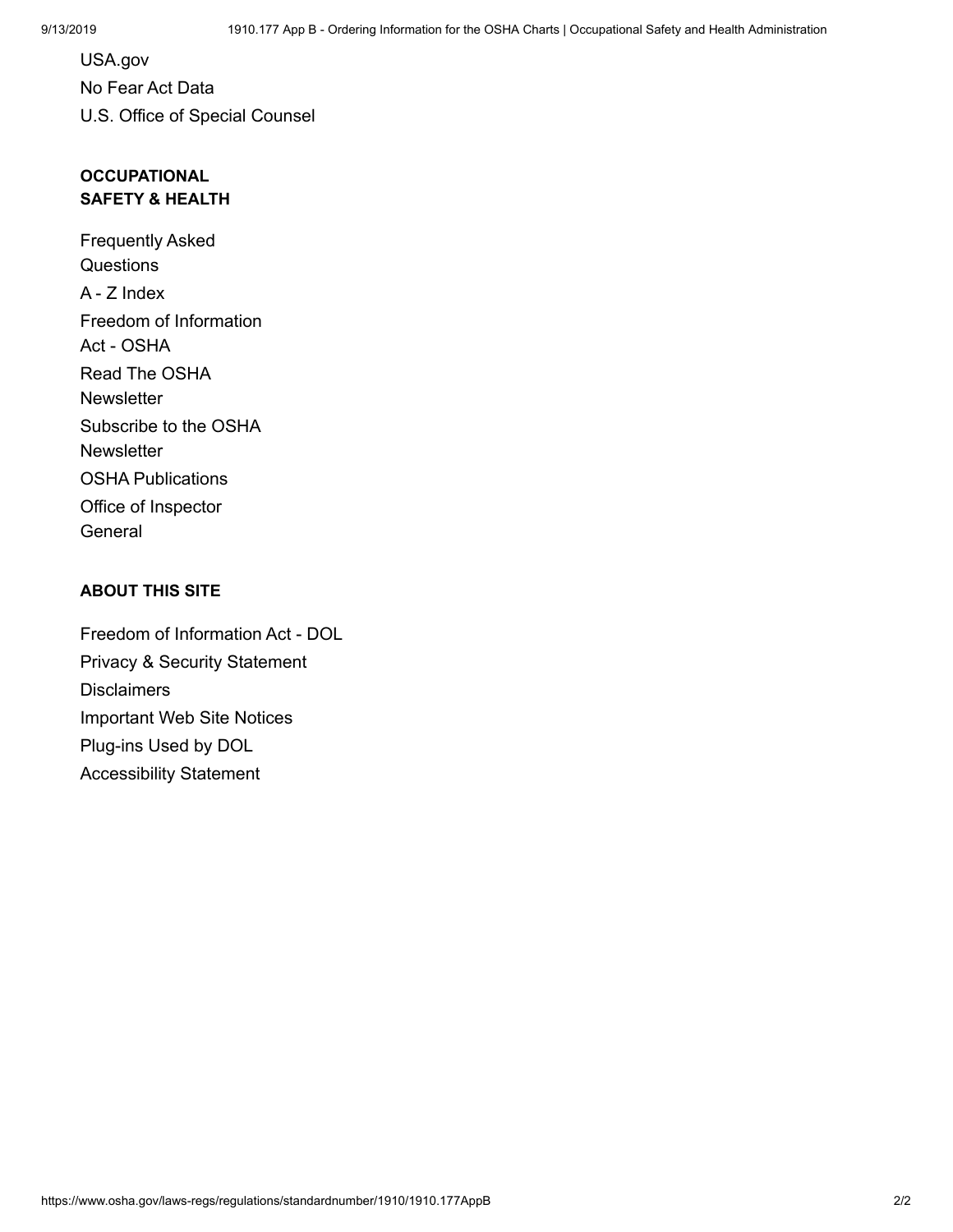USA.gov

No Fear Act Data

U.S. Office of Special Counsel

**OCCUPATIONAL SAFETY & HEALTH**

Frequently Asked Questions

A - Z Index

Freedom of Information Act - OSHA

Read The OSHA Newsletter

Subscribe to the OSHA Newsletter

OSHA Publications

Office of Inspector General

**ABOUT THIS SITE**

Freedom of Information Act - DOL

Privacy & Security Statement

Disclaimers

Important Web Site Notices

Plug-ins Used by DOL

Accessibility Statement